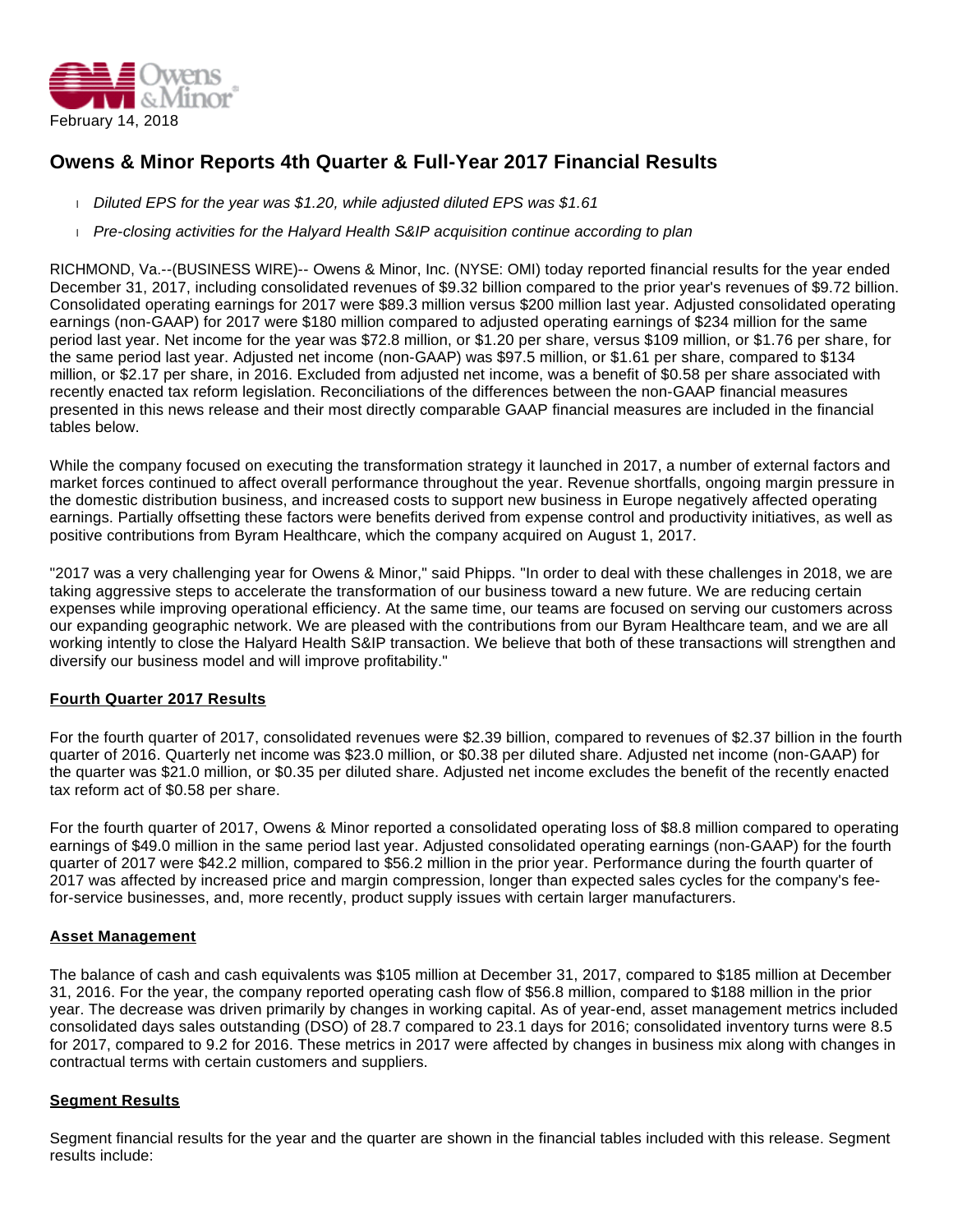February 14, 2018

# Owens & Minor Reports 4th Quarter & Full-Year 2017 Financial Results

- *Diluted EPS for the year was $1.20, while adjusted diluted EPS was $1.61*
- *Pre-closing activities for the Halyard Health S&IP acquisition continue according to plan*

RICHMOND, Va.--(BUSINESS WIRE)-- Owens & Minor, Inc. (NYSE: OMI) today reported financial results for the year ended December 31, 2017, including consolidated revenues of $9.32 billion compared to the prior year's revenues of $9.72 billion. Consolidated operating earnings for 2017 were $89.3 million versus $200 million last year. Adjusted consolidated operating earnings (non-GAAP) for 2017 were $180 million compared to adjusted operating earnings of $234 million for the same period last year. Net income for the year was $72.8 million, or $1.20 per share, versus $109 million, or $1.76 per share, for the same period last year. Adjusted net income (non-GAAP) was $97.5 million, or $1.61 per share, compared to $134 million, or $2.17 per share, in 2016. Excluded from adjusted net income, was a benefit of $0.58 per share associated with recently enacted tax reform legislation. Reconciliations of the differences between the non-GAAP financial measures presented in this news release and their most directly comparable GAAP financial measures are included in the financial tables below.

While the company focused on executing the transformation strategy it launched in 2017, a number of external factors and market forces continued to affect overall performance throughout the year. Revenue shortfalls, ongoing margin pressure in the domestic distribution business, and increased costs to support new business in Europe negatively affected operating earnings. Partially offsetting these factors were benefits derived from expense control and productivity initiatives, as well as positive contributions from Byram Healthcare, which the company acquired on August 1, 2017.

"2017 was a very challenging year for Owens & Minor," said Phipps. "In order to deal with these challenges in 2018, we are taking aggressive steps to accelerate the transformation of our business toward a new future. We are reducing certain expenses while improving operational efficiency. At the same time, our teams are focused on serving our customers across our expanding geographic network. We are pleased with the contributions from our Byram Healthcare team, and we are all working intently to close the Halyard Health S&IP transaction. We believe that both of these transactions will strengthen and diversify our business model and will improve profitability."

## Fourth Quarter 2017 Results

For the fourth quarter of 2017, consolidated revenues were $2.39 billion, compared to revenues of $2.37 billion in the fourth quarter of 2016. Quarterly net income was $23.0 million, or $0.38 per diluted share. Adjusted net income (non-GAAP) for the quarter was $21.0 million, or $0.35 per diluted share. Adjusted net income excludes the benefit of the recently enacted tax reform act of $0.58 per share.

For the fourth quarter of 2017, Owens & Minor reported a consolidated operating loss of $8.8 million compared to operating earnings of $49.0 million in the same period last year. Adjusted consolidated operating earnings (non-GAAP) for the fourth quarter of 2017 were $42.2 million, compared to $56.2 million in the prior year. Performance during the fourth quarter of 2017 was affected by increased price and margin compression, longer than expected sales cycles for the company's fee-for-service businesses, and, more recently, product supply issues with certain larger manufacturers.

## Asset Management

The balance of cash and cash equivalents was $105 million at December 31, 2017, compared to $185 million at December 31, 2016. For the year, the company reported operating cash flow of $56.8 million, compared to $188 million in the prior year. The decrease was driven primarily by changes in working capital. As of year-end, asset management metrics included consolidated days sales outstanding (DSO) of 28.7 compared to 23.1 days for 2016; consolidated inventory turns were 8.5 for 2017, compared to 9.2 for 2016. These metrics in 2017 were affected by changes in business mix along with changes in contractual terms with certain customers and suppliers.

## Segment Results

Segment financial results for the year and the quarter are shown in the financial tables included with this release. Segment results include: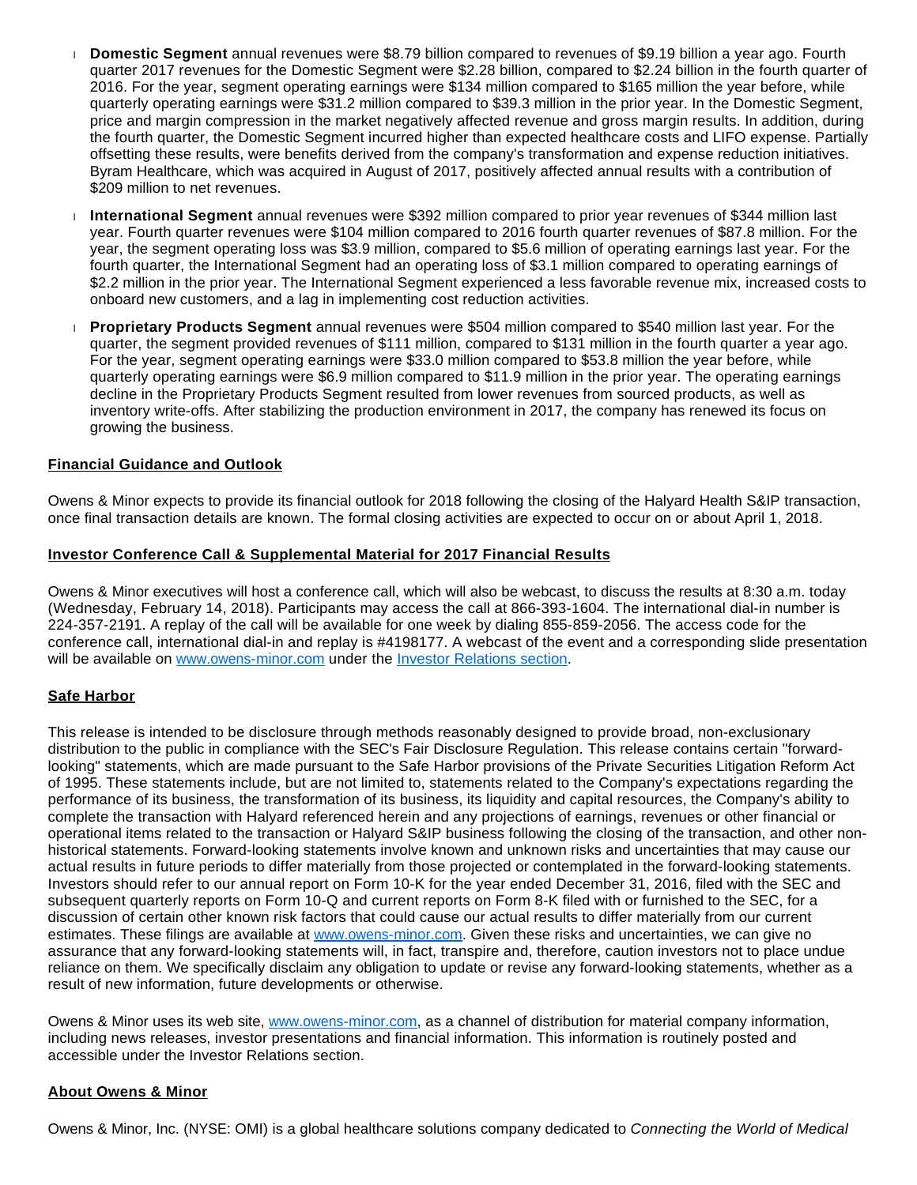- **Domestic Segment** annual revenues were $8.79 billion compared to revenues of $9.19 billion a year ago. Fourth quarter 2017 revenues for the Domestic Segment were $2.28 billion, compared to $2.24 billion in the fourth quarter of 2016. For the year, segment operating earnings were $134 million compared to $165 million the year before, while quarterly operating earnings were $31.2 million compared to $39.3 million in the prior year. In the Domestic Segment, price and margin compression in the market negatively affected revenue and gross margin results. In addition, during the fourth quarter, the Domestic Segment incurred higher than expected healthcare costs and LIFO expense. Partially offsetting these results, were benefits derived from the company's transformation and expense reduction initiatives. Byram Healthcare, which was acquired in August of 2017, positively affected annual results with a contribution of $209 million to net revenues.
- **International Segment** annual revenues were $392 million compared to prior year revenues of $344 million last year. Fourth quarter revenues were $104 million compared to 2016 fourth quarter revenues of $87.8 million. For the year, the segment operating loss was $3.9 million, compared to $5.6 million of operating earnings last year. For the fourth quarter, the International Segment had an operating loss of $3.1 million compared to operating earnings of $2.2 million in the prior year. The International Segment experienced a less favorable revenue mix, increased costs to onboard new customers, and a lag in implementing cost reduction activities.
- **Proprietary Products Segment** annual revenues were $504 million compared to $540 million last year. For the quarter, the segment provided revenues of $111 million, compared to $131 million in the fourth quarter a year ago. For the year, segment operating earnings were $33.0 million compared to $53.8 million the year before, while quarterly operating earnings were $6.9 million compared to $11.9 million in the prior year. The operating earnings decline in the Proprietary Products Segment resulted from lower revenues from sourced products, as well as inventory write-offs. After stabilizing the production environment in 2017, the company has renewed its focus on growing the business.

## Financial Guidance and Outlook

Owens & Minor expects to provide its financial outlook for 2018 following the closing of the Halyard Health S&IP transaction, once final transaction details are known. The formal closing activities are expected to occur on or about April 1, 2018.

## Investor Conference Call & Supplemental Material for 2017 Financial Results

Owens & Minor executives will host a conference call, which will also be webcast, to discuss the results at 8:30 a.m. today (Wednesday, February 14, 2018). Participants may access the call at 866-393-1604. The international dial-in number is 224-357-2191. A replay of the call will be available for one week by dialing 855-859-2056. The access code for the conference call, international dial-in and replay is #4198177. A webcast of the event and a corresponding slide presentation will be available on www.owens-minor.com under the Investor Relations section.

## Safe Harbor

This release is intended to be disclosure through methods reasonably designed to provide broad, non-exclusionary distribution to the public in compliance with the SEC's Fair Disclosure Regulation. This release contains certain "forward-looking" statements, which are made pursuant to the Safe Harbor provisions of the Private Securities Litigation Reform Act of 1995. These statements include, but are not limited to, statements related to the Company's expectations regarding the performance of its business, the transformation of its business, its liquidity and capital resources, the Company's ability to complete the transaction with Halyard referenced herein and any projections of earnings, revenues or other financial or operational items related to the transaction or Halyard S&IP business following the closing of the transaction, and other non-historical statements. Forward-looking statements involve known and unknown risks and uncertainties that may cause our actual results in future periods to differ materially from those projected or contemplated in the forward-looking statements. Investors should refer to our annual report on Form 10-K for the year ended December 31, 2016, filed with the SEC and subsequent quarterly reports on Form 10-Q and current reports on Form 8-K filed with or furnished to the SEC, for a discussion of certain other known risk factors that could cause our actual results to differ materially from our current estimates. These filings are available at www.owens-minor.com. Given these risks and uncertainties, we can give no assurance that any forward-looking statements will, in fact, transpire and, therefore, caution investors not to place undue reliance on them. We specifically disclaim any obligation to update or revise any forward-looking statements, whether as a result of new information, future developments or otherwise.

Owens & Minor uses its web site, www.owens-minor.com, as a channel of distribution for material company information, including news releases, investor presentations and financial information. This information is routinely posted and accessible under the Investor Relations section.

## About Owens & Minor

Owens & Minor, Inc. (NYSE: OMI) is a global healthcare solutions company dedicated to *Connecting the World of Medical*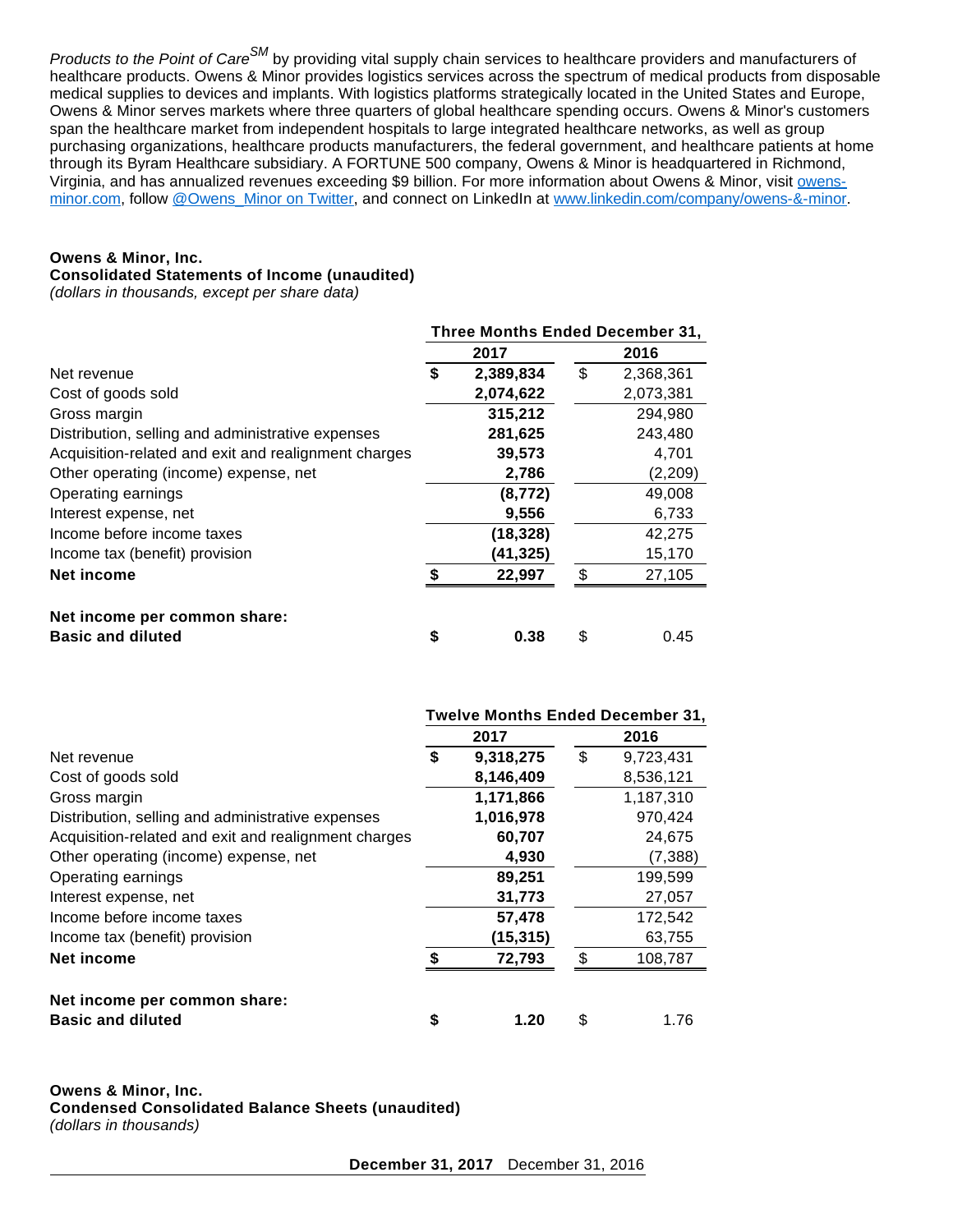*Products to the Point of Care*SM by providing vital supply chain services to healthcare providers and manufacturers of healthcare products. Owens & Minor provides logistics services across the spectrum of medical products from disposable medical supplies to devices and implants. With logistics platforms strategically located in the United States and Europe, Owens & Minor serves markets where three quarters of global healthcare spending occurs. Owens & Minor's customers span the healthcare market from independent hospitals to large integrated healthcare networks, as well as group purchasing organizations, healthcare products manufacturers, the federal government, and healthcare patients at home through its Byram Healthcare subsidiary. A FORTUNE 500 company, Owens & Minor is headquartered in Richmond, Virginia, and has annualized revenues exceeding $9 billion. For more information about Owens & Minor, visit owens-minor.com, follow @Owens_Minor on Twitter, and connect on LinkedIn at www.linkedin.com/company/owens-&-minor.

**Owens & Minor, Inc.**
**Consolidated Statements of Income (unaudited)**
*(dollars in thousands, except per share data)*

| | Three Months Ended December 31, | |
|---|---|---|
| | **2017** | 2016 |
| Net revenue | **$ 2,389,834** | $ 2,368,361 |
| Cost of goods sold | **2,074,622** | 2,073,381 |
| Gross margin | **315,212** | 294,980 |
| Distribution, selling and administrative expenses | **281,625** | 243,480 |
| Acquisition-related and exit and realignment charges | **39,573** | 4,701 |
| Other operating (income) expense, net | **2,786** | (2,209) |
| Operating earnings | **(8,772)** | 49,008 |
| Interest expense, net | **9,556** | 6,733 |
| Income before income taxes | **(18,328)** | 42,275 |
| Income tax (benefit) provision | **(41,325)** | 15,170 |
| **Net income** | **$ 22,997** | $ 27,105 |
| | | |
| **Net income per common share:** | | |
| **Basic and diluted** | **$ 0.38** | $ 0.45 |

| | Twelve Months Ended December 31, | |
|---|---|---|
| | **2017** | 2016 |
| Net revenue | **$ 9,318,275** | $ 9,723,431 |
| Cost of goods sold | **8,146,409** | 8,536,121 |
| Gross margin | **1,171,866** | 1,187,310 |
| Distribution, selling and administrative expenses | **1,016,978** | 970,424 |
| Acquisition-related and exit and realignment charges | **60,707** | 24,675 |
| Other operating (income) expense, net | **4,930** | (7,388) |
| Operating earnings | **89,251** | 199,599 |
| Interest expense, net | **31,773** | 27,057 |
| Income before income taxes | **57,478** | 172,542 |
| Income tax (benefit) provision | **(15,315)** | 63,755 |
| **Net income** | **$ 72,793** | $ 108,787 |
| | | |
| **Net income per common share:** | | |
| **Basic and diluted** | **$ 1.20** | $ 1.76 |

**Owens & Minor, Inc.**
**Condensed Consolidated Balance Sheets (unaudited)**
*(dollars in thousands)*

| | **December 31, 2017** | December 31, 2016 |
|---|---|---|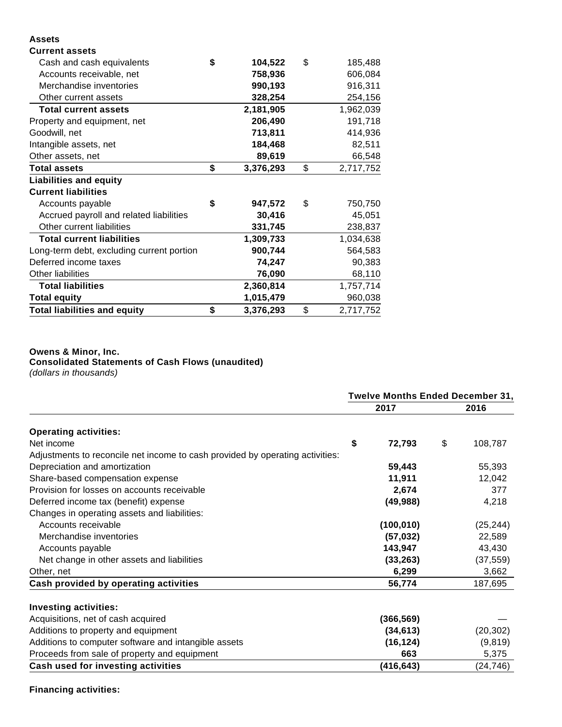| | | |
|---|---|---|
| **Assets** | | |
| **Current assets** | | |
| Cash and cash equivalents | **$ 104,522** | $ 185,488 |
| Accounts receivable, net | **758,936** | 606,084 |
| Merchandise inventories | **990,193** | 916,311 |
| Other current assets | **328,254** | 254,156 |
| **Total current assets** | **2,181,905** | 1,962,039 |
| Property and equipment, net | **206,490** | 191,718 |
| Goodwill, net | **713,811** | 414,936 |
| Intangible assets, net | **184,468** | 82,511 |
| Other assets, net | **89,619** | 66,548 |
| **Total assets** | **$ 3,376,293** | $ 2,717,752 |
| **Liabilities and equity** | | |
| **Current liabilities** | | |
| Accounts payable | **$ 947,572** | $ 750,750 |
| Accrued payroll and related liabilities | **30,416** | 45,051 |
| Other current liabilities | **331,745** | 238,837 |
| **Total current liabilities** | **1,309,733** | 1,034,638 |
| Long-term debt, excluding current portion | **900,744** | 564,583 |
| Deferred income taxes | **74,247** | 90,383 |
| Other liabilities | **76,090** | 68,110 |
| **Total liabilities** | **2,360,814** | 1,757,714 |
| **Total equity** | **1,015,479** | 960,038 |
| **Total liabilities and equity** | **$ 3,376,293** | $ 2,717,752 |

**Owens & Minor, Inc.**
**Consolidated Statements of Cash Flows (unaudited)**
*(dollars in thousands)*

| | **Twelve Months Ended December 31,** | |
|---|---|---|
| | **2017** | **2016** |
| **Operating activities:** | | |
| Net income | **$ 72,793** | $ 108,787 |
| Adjustments to reconcile net income to cash provided by operating activities: | | |
| Depreciation and amortization | **59,443** | 55,393 |
| Share-based compensation expense | **11,911** | 12,042 |
| Provision for losses on accounts receivable | **2,674** | 377 |
| Deferred income tax (benefit) expense | **(49,988)** | 4,218 |
| Changes in operating assets and liabilities: | | |
| Accounts receivable | **(100,010)** | (25,244) |
| Merchandise inventories | **(57,032)** | 22,589 |
| Accounts payable | **143,947** | 43,430 |
| Net change in other assets and liabilities | **(33,263)** | (37,559) |
| Other, net | **6,299** | 3,662 |
| **Cash provided by operating activities** | **56,774** | 187,695 |
| **Investing activities:** | | |
| Acquisitions, net of cash acquired | **(366,569)** | — |
| Additions to property and equipment | **(34,613)** | (20,302) |
| Additions to computer software and intangible assets | **(16,124)** | (9,819) |
| Proceeds from sale of property and equipment | **663** | 5,375 |
| **Cash used for investing activities** | **(416,643)** | (24,746) |

**Financing activities:**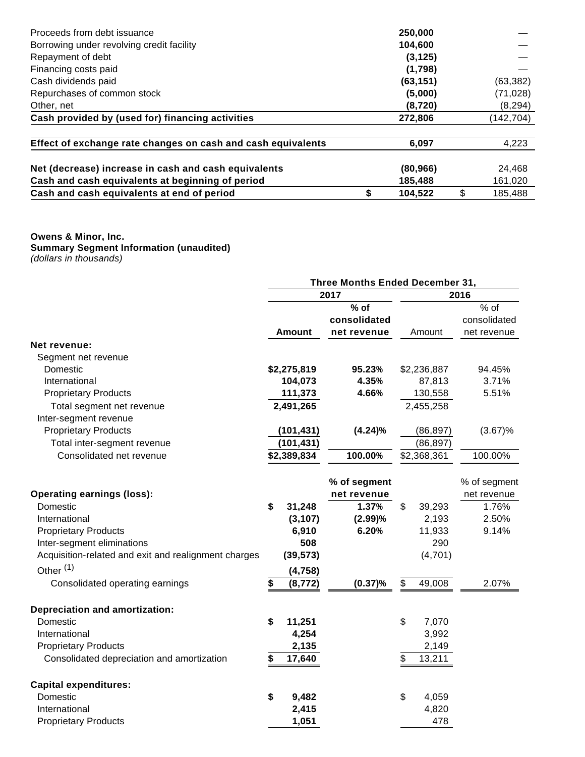| | | |
|---|---|---|
| Proceeds from debt issuance | **250,000** | — |
| Borrowing under revolving credit facility | **104,600** | — |
| Repayment of debt | **(3,125)** | — |
| Financing costs paid | **(1,798)** | — |
| Cash dividends paid | **(63,151)** | (63,382) |
| Repurchases of common stock | **(5,000)** | (71,028) |
| Other, net | **(8,720)** | (8,294) |
| **Cash provided by (used for) financing activities** | **272,806** | (142,704) |
| **Effect of exchange rate changes on cash and cash equivalents** | **6,097** | 4,223 |
| **Net (decrease) increase in cash and cash equivalents** | **(80,966)** | 24,468 |
| **Cash and cash equivalents at beginning of period** | **185,488** | 161,020 |
| **Cash and cash equivalents at end of period** | **$ 104,522** | $ 185,488 |

**Owens & Minor, Inc.**
**Summary Segment Information (unaudited)**
*(dollars in thousands)*

| | Three Months Ended December 31, | | | |
|---|---|---|---|---|
| | 2017 | | 2016 | |
| | **Amount** | **% of consolidated net revenue** | Amount | % of consolidated net revenue |
| **Net revenue:** | | | | |
| Segment net revenue | | | | |
| Domestic | **$2,275,819** | **95.23%** | $2,236,887 | 94.45% |
| International | **104,073** | **4.35%** | 87,813 | 3.71% |
| Proprietary Products | **111,373** | **4.66%** | 130,558 | 5.51% |
| Total segment net revenue | **2,491,265** | | 2,455,258 | |
| Inter-segment revenue | | | | |
| Proprietary Products | **(101,431)** | **(4.24)%** | (86,897) | (3.67)% |
| Total inter-segment revenue | **(101,431)** | | (86,897) | |
| Consolidated net revenue | **$2,389,834** | **100.00%** | $2,368,361 | 100.00% |
| | | **% of segment net revenue** | | % of segment net revenue |
| **Operating earnings (loss):** | | | | |
| Domestic | **$ 31,248** | **1.37%** | $ 39,293 | 1.76% |
| International | **(3,107)** | **(2.99)%** | 2,193 | 2.50% |
| Proprietary Products | **6,910** | **6.20%** | 11,933 | 9.14% |
| Inter-segment eliminations | **508** | | 290 | |
| Acquisition-related and exit and realignment charges | **(39,573)** | | (4,701) | |
| Other [(1)] | **(4,758)** | | | |
| Consolidated operating earnings | **$ (8,772)** | **(0.37)%** | $ 49,008 | 2.07% |
| **Depreciation and amortization:** | | | | |
| Domestic | **$ 11,251** | | $ 7,070 | |
| International | **4,254** | | 3,992 | |
| Proprietary Products | **2,135** | | 2,149 | |
| Consolidated depreciation and amortization | **$ 17,640** | | $ 13,211 | |
| **Capital expenditures:** | | | | |
| Domestic | **$ 9,482** | | $ 4,059 | |
| International | **2,415** | | 4,820 | |
| Proprietary Products | **1,051** | | 478 | |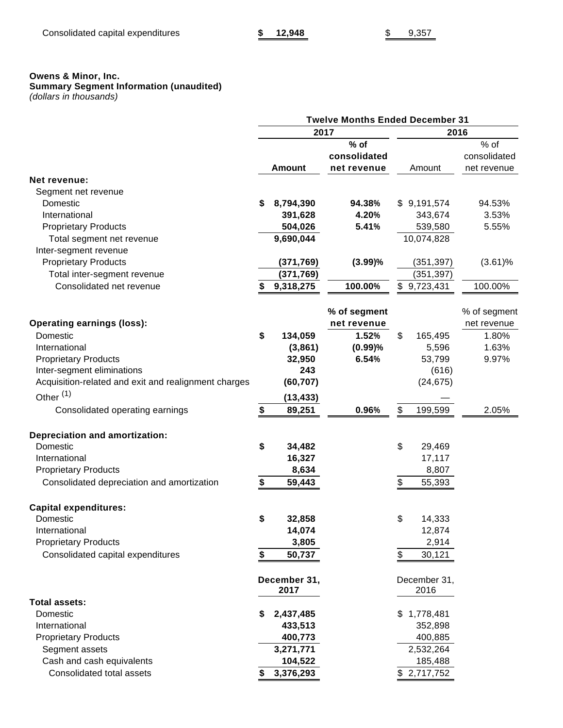| | | |
|---|---|---|
| Consolidated capital expenditures | $ 12,948 | $ 9,357 |

**Owens & Minor, Inc.**
**Summary Segment Information (unaudited)**
*(dollars in thousands)*

| | Twelve Months Ended December 31 | | | |
|---|---|---|---|---|
| | 2017 | | 2016 | |
| | Amount | % of consolidated net revenue | Amount | % of consolidated net revenue |
| **Net revenue:** | | | | |
| Segment net revenue | | | | |
| Domestic | $ 8,794,390 | 94.38% | $ 9,191,574 | 94.53% |
| International | 391,628 | 4.20% | 343,674 | 3.53% |
| Proprietary Products | 504,026 | 5.41% | 539,580 | 5.55% |
| Total segment net revenue | 9,690,044 | | 10,074,828 | |
| Inter-segment revenue | | | | |
| Proprietary Products | (371,769) | (3.99)% | (351,397) | (3.61)% |
| Total inter-segment revenue | (371,769) | | (351,397) | |
| Consolidated net revenue | $ 9,318,275 | 100.00% | $ 9,723,431 | 100.00% |
| | | % of segment net revenue | | % of segment net revenue |
| **Operating earnings (loss):** | | | | |
| Domestic | $ 134,059 | 1.52% | $ 165,495 | 1.80% |
| International | (3,861) | (0.99)% | 5,596 | 1.63% |
| Proprietary Products | 32,950 | 6.54% | 53,799 | 9.97% |
| Inter-segment eliminations | 243 | | (616) | |
| Acquisition-related and exit and realignment charges | (60,707) | | (24,675) | |
| Other [(1)] | (13,433) | | — | |
| Consolidated operating earnings | $ 89,251 | 0.96% | $ 199,599 | 2.05% |
| **Depreciation and amortization:** | | | | |
| Domestic | $ 34,482 | | $ 29,469 | |
| International | 16,327 | | 17,117 | |
| Proprietary Products | 8,634 | | 8,807 | |
| Consolidated depreciation and amortization | $ 59,443 | | $ 55,393 | |
| **Capital expenditures:** | | | | |
| Domestic | $ 32,858 | | $ 14,333 | |
| International | 14,074 | | 12,874 | |
| Proprietary Products | 3,805 | | 2,914 | |
| Consolidated capital expenditures | $ 50,737 | | $ 30,121 | |
| | December 31, 2017 | | December 31, 2016 | |
| **Total assets:** | | | | |
| Domestic | $ 2,437,485 | | $ 1,778,481 | |
| International | 433,513 | | 352,898 | |
| Proprietary Products | 400,773 | | 400,885 | |
| Segment assets | 3,271,771 | | 2,532,264 | |
| Cash and cash equivalents | 104,522 | | 185,488 | |
| Consolidated total assets | $ 3,376,293 | | $ 2,717,752 | |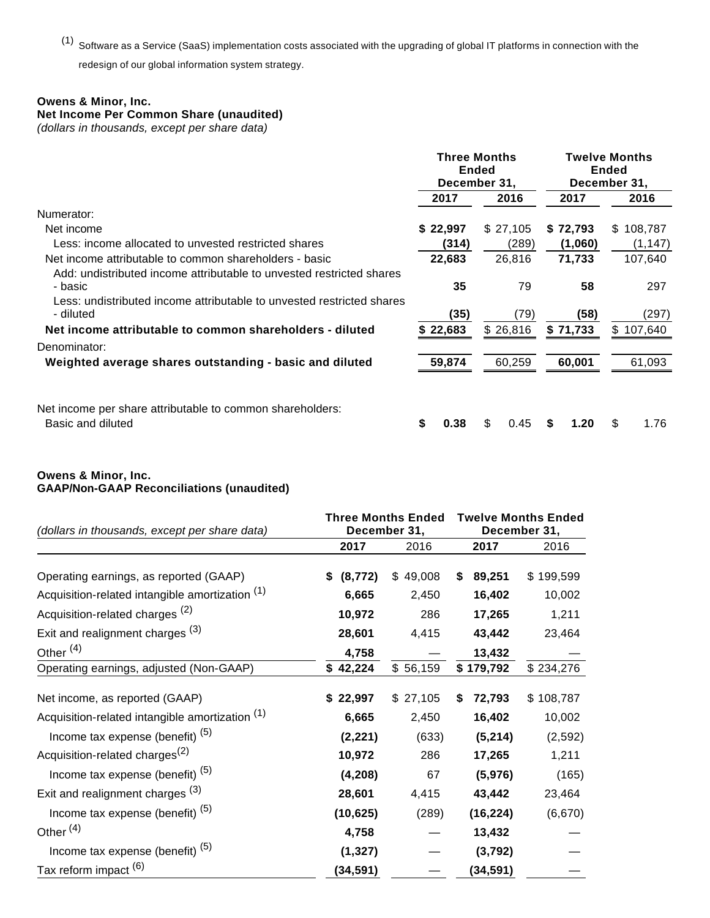(1) Software as a Service (SaaS) implementation costs associated with the upgrading of global IT platforms in connection with the redesign of our global information system strategy.

**Owens & Minor, Inc.**
**Net Income Per Common Share (unaudited)**
*(dollars in thousands, except per share data)*

| | Three Months Ended December 31, | | Twelve Months Ended December 31, | |
|---|---|---|---|---|
| | **2017** | 2016 | **2017** | 2016 |
| Numerator: | | | | |
| Net income | **$ 22,997** | $ 27,105 | **$ 72,793** | $ 108,787 |
| Less: income allocated to unvested restricted shares | **(314)** | (289) | **(1,060)** | (1,147) |
| Net income attributable to common shareholders - basic | **22,683** | 26,816 | **71,733** | 107,640 |
| Add: undistributed income attributable to unvested restricted shares - basic | **35** | 79 | **58** | 297 |
| Less: undistributed income attributable to unvested restricted shares - diluted | **(35)** | (79) | **(58)** | (297) |
| **Net income attributable to common shareholders - diluted** | **$ 22,683** | $ 26,816 | **$ 71,733** | $ 107,640 |
| Denominator: | | | | |
| **Weighted average shares outstanding - basic and diluted** | **59,874** | 60,259 | **60,001** | 61,093 |
| | | | | |
| Net income per share attributable to common shareholders: | | | | |
| Basic and diluted | **$ 0.38** | $ 0.45 | **$ 1.20** | $ 1.76 |

**Owens & Minor, Inc.**
**GAAP/Non-GAAP Reconciliations (unaudited)**

| *(dollars in thousands, except per share data)* | Three Months Ended December 31, | | Twelve Months Ended December 31, | |
|---|---|---|---|---|
| | **2017** | 2016 | **2017** | 2016 |
| Operating earnings, as reported (GAAP) | **$ (8,772)** | $ 49,008 | **$ 89,251** | $ 199,599 |
| Acquisition-related intangible amortization (1) | **6,665** | 2,450 | **16,402** | 10,002 |
| Acquisition-related charges (2) | **10,972** | 286 | **17,265** | 1,211 |
| Exit and realignment charges (3) | **28,601** | 4,415 | **43,442** | 23,464 |
| Other (4) | **4,758** | — | **13,432** | — |
| Operating earnings, adjusted (Non-GAAP) | **$ 42,224** | $ 56,159 | **$ 179,792** | $ 234,276 |
| | | | | |
| Net income, as reported (GAAP) | **$ 22,997** | $ 27,105 | **$ 72,793** | $ 108,787 |
| Acquisition-related intangible amortization (1) | **6,665** | 2,450 | **16,402** | 10,002 |
| Income tax expense (benefit) (5) | **(2,221)** | (633) | **(5,214)** | (2,592) |
| Acquisition-related charges (2) | **10,972** | 286 | **17,265** | 1,211 |
| Income tax expense (benefit) (5) | **(4,208)** | 67 | **(5,976)** | (165) |
| Exit and realignment charges (3) | **28,601** | 4,415 | **43,442** | 23,464 |
| Income tax expense (benefit) (5) | **(10,625)** | (289) | **(16,224)** | (6,670) |
| Other (4) | **4,758** | — | **13,432** | — |
| Income tax expense (benefit) (5) | **(1,327)** | — | **(3,792)** | — |
| Tax reform impact (6) | **(34,591)** | — | **(34,591)** | — |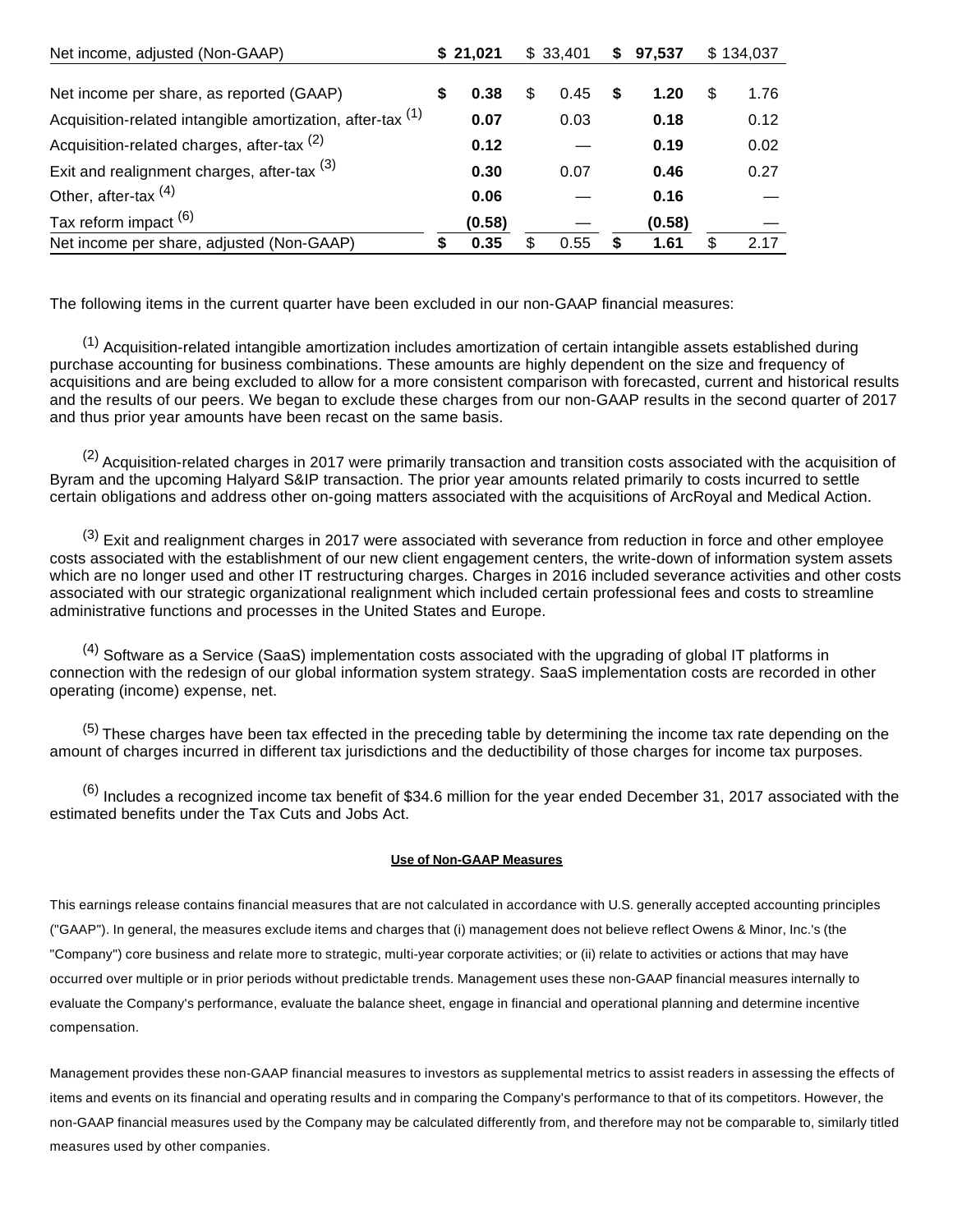| | | | | |
|---|---|---|---|---|
| Net income, adjusted (Non-GAAP) | **$ 21,021** | $ 33,401 | **$ 97,537** | $ 134,037 |
| | | | | |
| Net income per share, as reported (GAAP) | **$ 0.38** | $ 0.45 | **$ 1.20** | $ 1.76 |
| Acquisition-related intangible amortization, after-tax [(1)] | **0.07** | 0.03 | **0.18** | 0.12 |
| Acquisition-related charges, after-tax [(2)] | **0.12** | — | **0.19** | 0.02 |
| Exit and realignment charges, after-tax [(3)] | **0.30** | 0.07 | **0.46** | 0.27 |
| Other, after-tax [(4)] | **0.06** | — | **0.16** | — |
| Tax reform impact [(6)] | **(0.58)** | — | **(0.58)** | — |
| Net income per share, adjusted (Non-GAAP) | **$ 0.35** | $ 0.55 | **$ 1.61** | $ 2.17 |

The following items in the current quarter have been excluded in our non-GAAP financial measures:

[(1)] Acquisition-related intangible amortization includes amortization of certain intangible assets established during purchase accounting for business combinations. These amounts are highly dependent on the size and frequency of acquisitions and are being excluded to allow for a more consistent comparison with forecasted, current and historical results and the results of our peers. We began to exclude these charges from our non-GAAP results in the second quarter of 2017 and thus prior year amounts have been recast on the same basis.

[(2)] Acquisition-related charges in 2017 were primarily transaction and transition costs associated with the acquisition of Byram and the upcoming Halyard S&IP transaction. The prior year amounts related primarily to costs incurred to settle certain obligations and address other on-going matters associated with the acquisitions of ArcRoyal and Medical Action.

[(3)] Exit and realignment charges in 2017 were associated with severance from reduction in force and other employee costs associated with the establishment of our new client engagement centers, the write-down of information system assets which are no longer used and other IT restructuring charges. Charges in 2016 included severance activities and other costs associated with our strategic organizational realignment which included certain professional fees and costs to streamline administrative functions and processes in the United States and Europe.

[(4)] Software as a Service (SaaS) implementation costs associated with the upgrading of global IT platforms in connection with the redesign of our global information system strategy. SaaS implementation costs are recorded in other operating (income) expense, net.

[(5)] These charges have been tax effected in the preceding table by determining the income tax rate depending on the amount of charges incurred in different tax jurisdictions and the deductibility of those charges for income tax purposes.

[(6)] Includes a recognized income tax benefit of $34.6 million for the year ended December 31, 2017 associated with the estimated benefits under the Tax Cuts and Jobs Act.

**Use of Non-GAAP Measures**

This earnings release contains financial measures that are not calculated in accordance with U.S. generally accepted accounting principles ("GAAP"). In general, the measures exclude items and charges that (i) management does not believe reflect Owens & Minor, Inc.'s (the "Company") core business and relate more to strategic, multi-year corporate activities; or (ii) relate to activities or actions that may have occurred over multiple or in prior periods without predictable trends. Management uses these non-GAAP financial measures internally to evaluate the Company's performance, evaluate the balance sheet, engage in financial and operational planning and determine incentive compensation.

Management provides these non-GAAP financial measures to investors as supplemental metrics to assist readers in assessing the effects of items and events on its financial and operating results and in comparing the Company's performance to that of its competitors. However, the non-GAAP financial measures used by the Company may be calculated differently from, and therefore may not be comparable to, similarly titled measures used by other companies.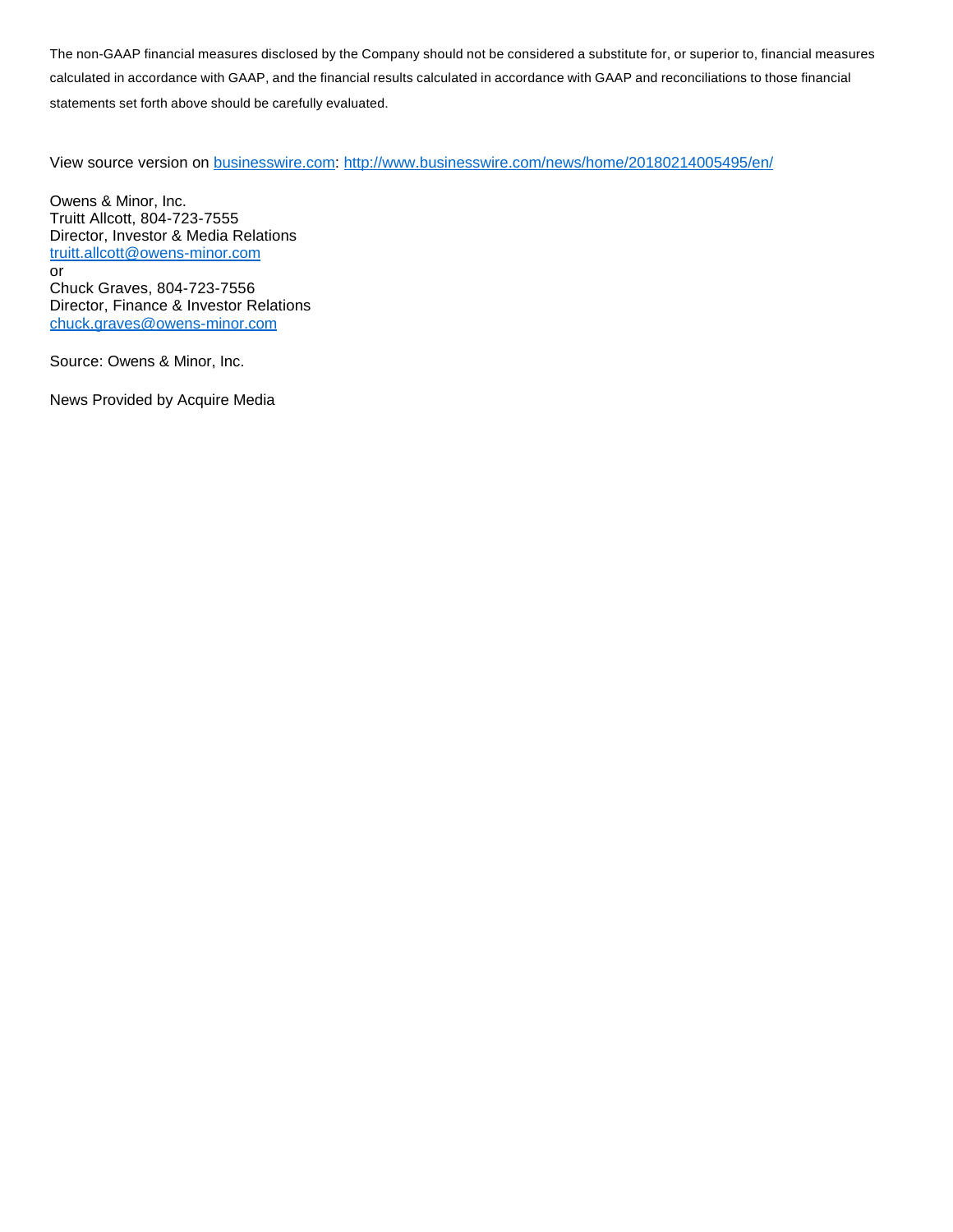The non-GAAP financial measures disclosed by the Company should not be considered a substitute for, or superior to, financial measures calculated in accordance with GAAP, and the financial results calculated in accordance with GAAP and reconciliations to those financial statements set forth above should be carefully evaluated.

View source version on businesswire.com: http://www.businesswire.com/news/home/20180214005495/en/

Owens & Minor, Inc.
Truitt Allcott, 804-723-7555
Director, Investor & Media Relations
truitt.allcott@owens-minor.com
or
Chuck Graves, 804-723-7556
Director, Finance & Investor Relations
chuck.graves@owens-minor.com

Source: Owens & Minor, Inc.

News Provided by Acquire Media